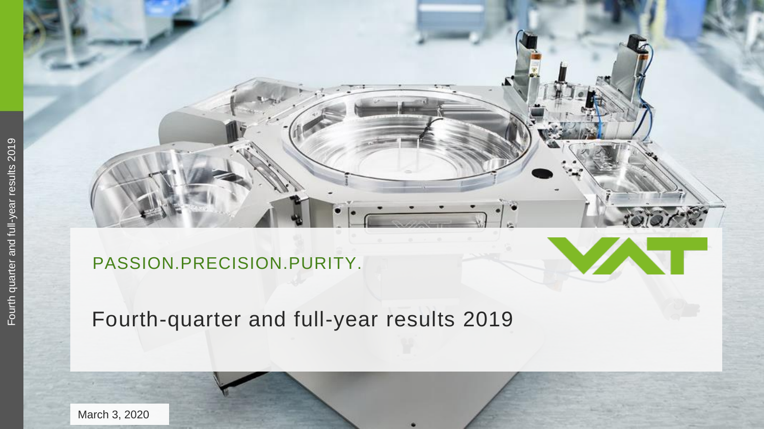PASSION.PRECISION.PURITY.

# Fourth-quarter and full-year results 2019

March 3, 2020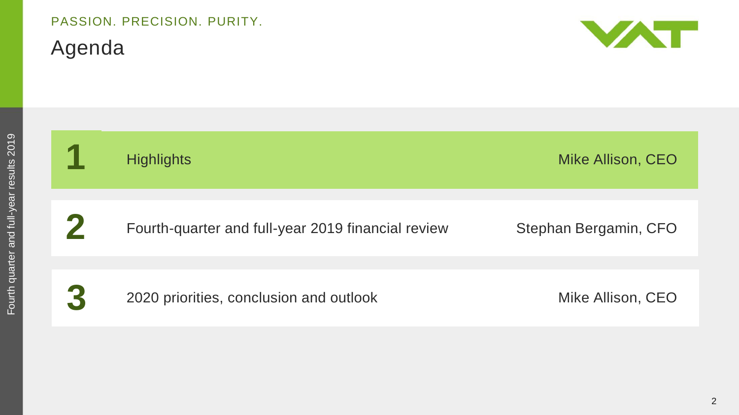PASSION. PRECISION. PURITY.

# Agenda

| | | |
|---|---|---|
| **1** | Highlights | Mike Allison, CEO |
| **2** | Fourth-quarter and full-year 2019 financial review | Stephan Bergamin, CFO |
| **3** | 2020 priorities, conclusion and outlook | Mike Allison, CEO |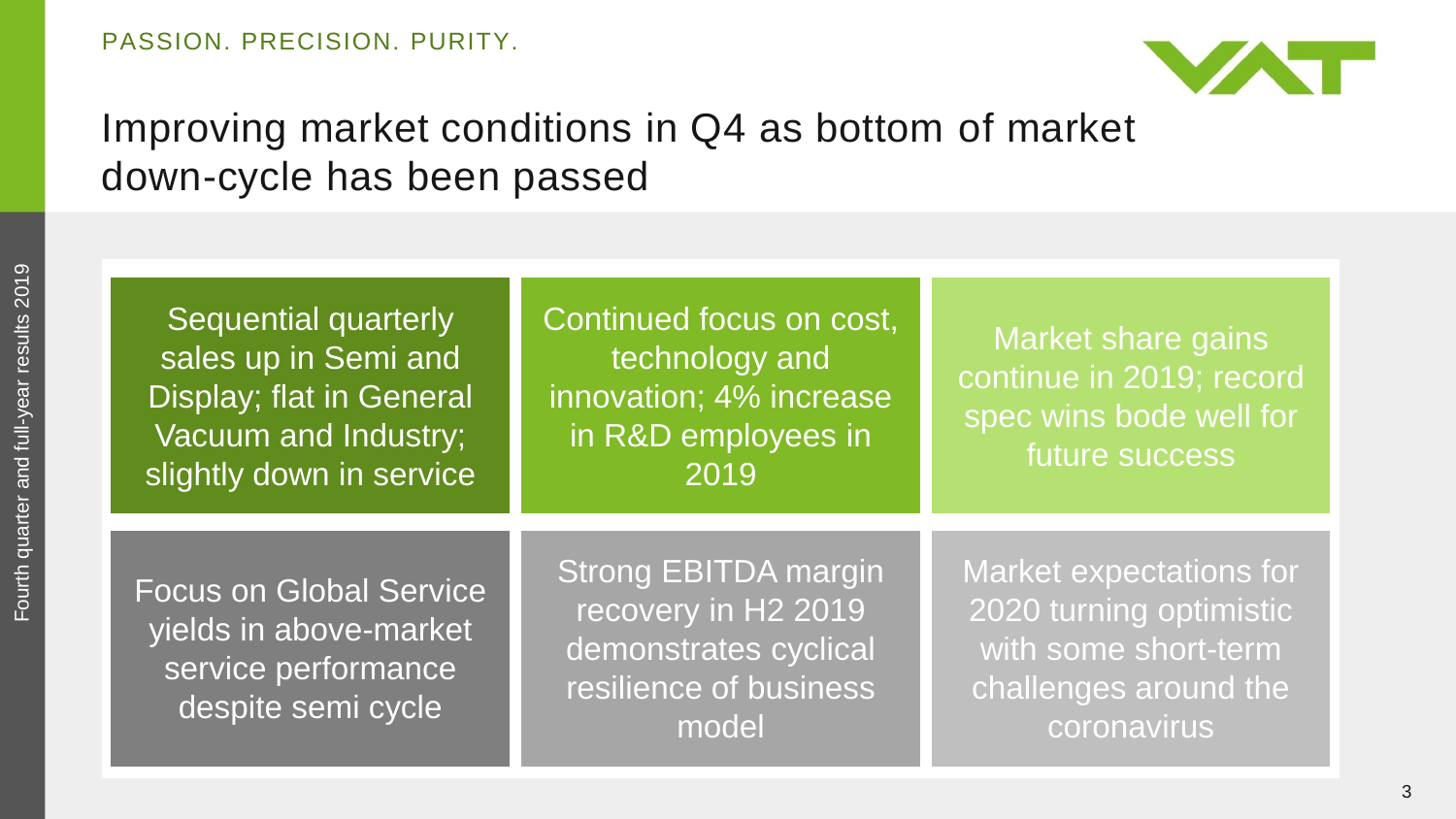# Improving market conditions in Q4 as bottom of market down-cycle has been passed

- Sequential quarterly sales up in Semi and Display; flat in General Vacuum and Industry; slightly down in service
- Continued focus on cost, technology and innovation; 4% increase in R&D employees in 2019
- Market share gains continue in 2019; record spec wins bode well for future success
- Focus on Global Service yields in above-market service performance despite semi cycle
- Strong EBITDA margin recovery in H2 2019 demonstrates cyclical resilience of business model
- Market expectations for 2020 turning optimistic with some short-term challenges around the coronavirus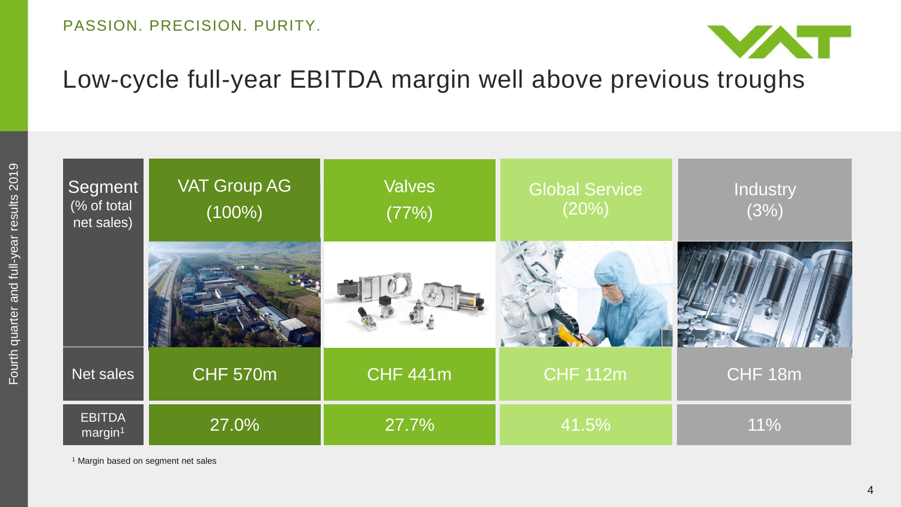# Low-cycle full-year EBITDA margin well above previous troughs

| Segment (% of total net sales) | VAT Group AG (100%) | Valves (77%) | Global Service (20%) | Industry (3%) |
|---|---|---|---|---|
| Net sales | CHF 570m | CHF 441m | CHF 112m | CHF 18m |
| EBITDA margin[1] | 27.0% | 27.7% | 41.5% | 11% |

[1] Margin based on segment net sales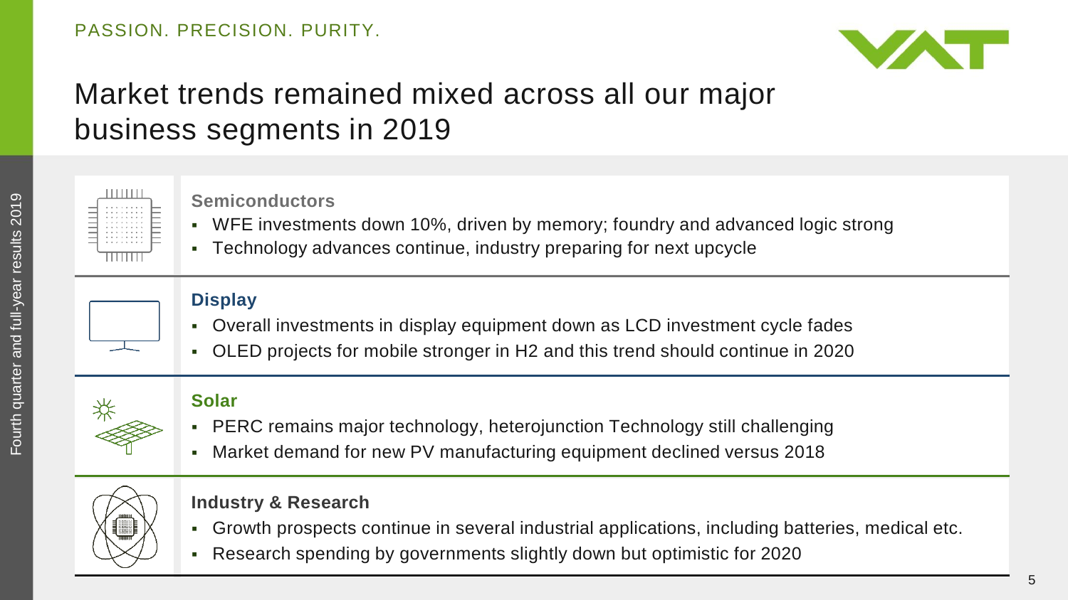# Market trends remained mixed across all our major business segments in 2019

### Semiconductors

- WFE investments down 10%, driven by memory; foundry and advanced logic strong
- Technology advances continue, industry preparing for next upcycle

### Display

- Overall investments in display equipment down as LCD investment cycle fades
- OLED projects for mobile stronger in H2 and this trend should continue in 2020

### Solar

- PERC remains major technology, heterojunction Technology still challenging
- Market demand for new PV manufacturing equipment declined versus 2018

### Industry & Research

- Growth prospects continue in several industrial applications, including batteries, medical etc.
- Research spending by governments slightly down but optimistic for 2020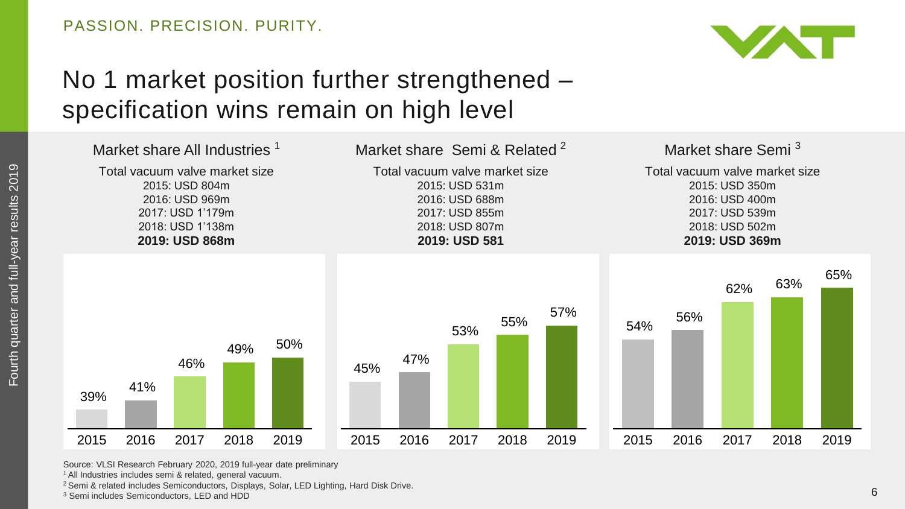PASSION. PRECISION. PURITY.

# No 1 market position further strengthened – specification wins remain on high level

## Market share All Industries [1]

Total vacuum valve market size
2015: USD 804m
2016: USD 969m
2017: USD 1'179m
2018: USD 1'138m
**2019: USD 868m**

| 2015 | 2016 | 2017 | 2018 | 2019 |
|---|---|---|---|---|
| 39% | 41% | 46% | 49% | 50% |

## Market share Semi & Related [2]

Total vacuum valve market size
2015: USD 531m
2016: USD 688m
2017: USD 855m
2018: USD 807m
**2019: USD 581**

| 2015 | 2016 | 2017 | 2018 | 2019 |
|---|---|---|---|---|
| 45% | 47% | 53% | 55% | 57% |

## Market share Semi [3]

Total vacuum valve market size
2015: USD 350m
2016: USD 400m
2017: USD 539m
2018: USD 502m
**2019: USD 369m**

| 2015 | 2016 | 2017 | 2018 | 2019 |
|---|---|---|---|---|
| 54% | 56% | 62% | 63% | 65% |

Source: VLSI Research February 2020, 2019 full-year date preliminary

[1] All Industries includes semi & related, general vacuum.

[2] Semi & related includes Semiconductors, Displays, Solar, LED Lighting, Hard Disk Drive.

[3] Semi includes Semiconductors, LED and HDD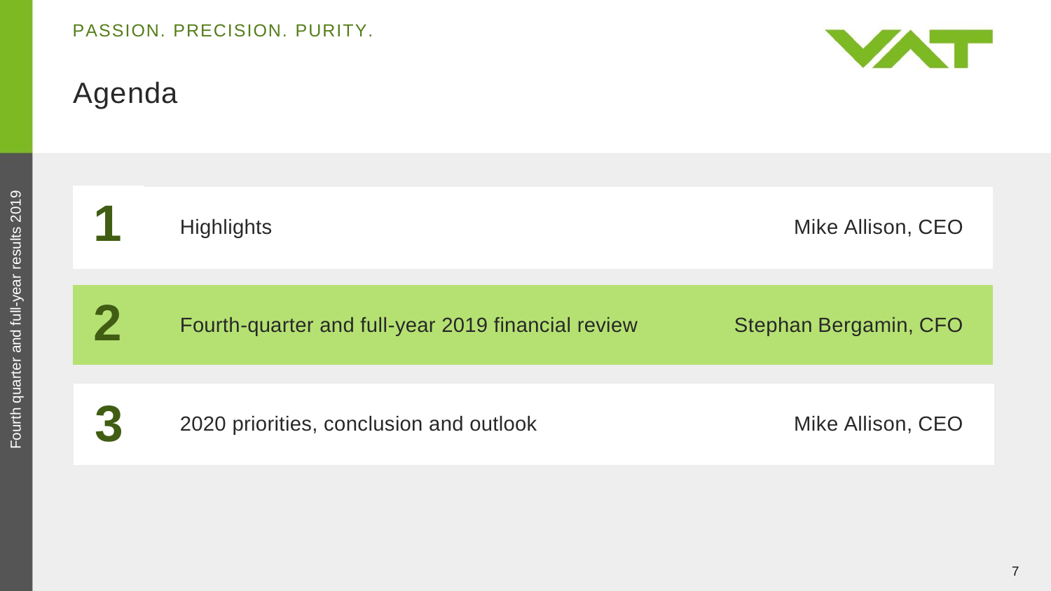PASSION. PRECISION. PURITY.

# Agenda

| | | |
|---|---|---|
| **1** | Highlights | Mike Allison, CEO |
| **2** | Fourth-quarter and full-year 2019 financial review | Stephan Bergamin, CFO |
| **3** | 2020 priorities, conclusion and outlook | Mike Allison, CEO |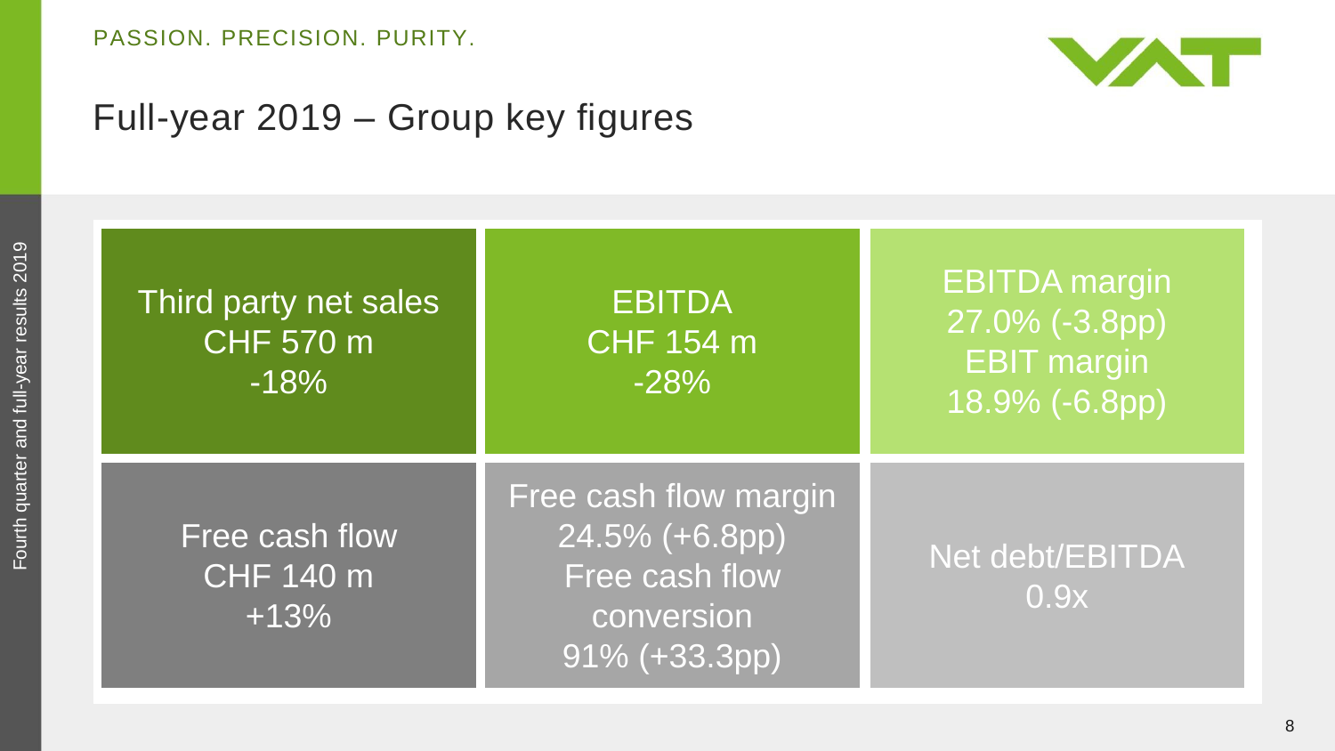## Full-year 2019 – Group key figures

| | | |
|---|---|---|
| Third party net sales<br>CHF 570 m<br>-18% | EBITDA<br>CHF 154 m<br>-28% | EBITDA margin<br>27.0% (-3.8pp)<br>EBIT margin<br>18.9% (-6.8pp) |
| Free cash flow<br>CHF 140 m<br>+13% | Free cash flow margin<br>24.5% (+6.8pp)<br>Free cash flow conversion<br>91% (+33.3pp) | Net debt/EBITDA<br>0.9x |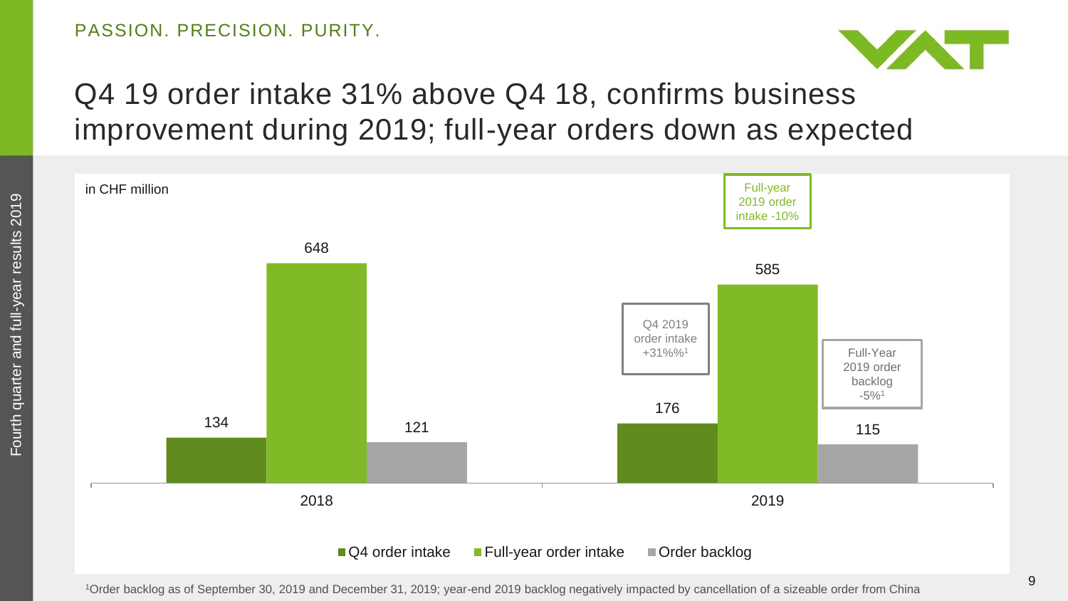PASSION. PRECISION. PURITY.

# Q4 19 order intake 31% above Q4 18, confirms business improvement during 2019; full-year orders down as expected

in CHF million

| | Q4 order intake | Full-year order intake | Order backlog |
|---|---|---|---|
| 2018 | 134 | 648 | 121 |
| 2019 | 176 | 585 | 115 |

Q4 2019 order intake +31%%[1]

Full-year 2019 order intake -10%

Full-Year 2019 order backlog -5%[1]

[1]Order backlog as of September 30, 2019 and December 31, 2019; year-end 2019 backlog negatively impacted by cancellation of a sizeable order from China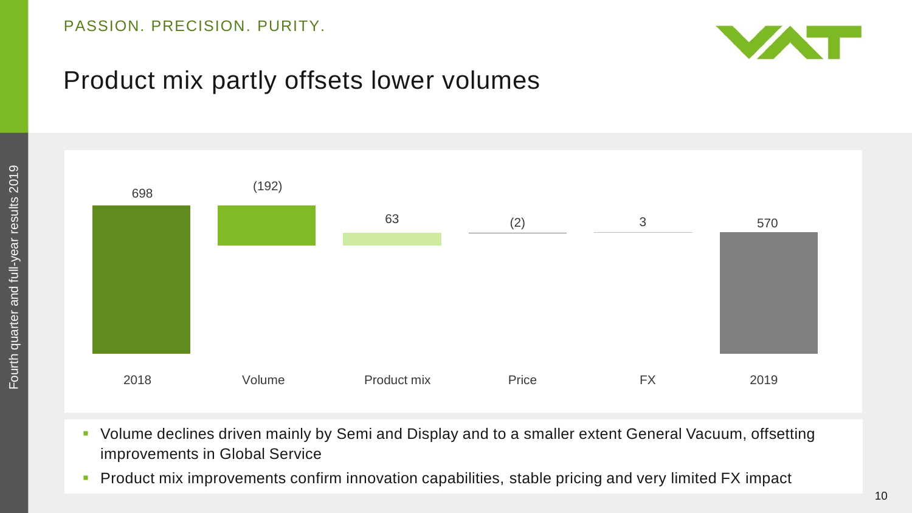# Product mix partly offsets lower volumes

| 2018 | Volume | Product mix | Price | FX | 2019 |
|---|---|---|---|---|---|
| 698 | (192) | 63 | (2) | 3 | 570 |

- Volume declines driven mainly by Semi and Display and to a smaller extent General Vacuum, offsetting improvements in Global Service
- Product mix improvements confirm innovation capabilities, stable pricing and very limited FX impact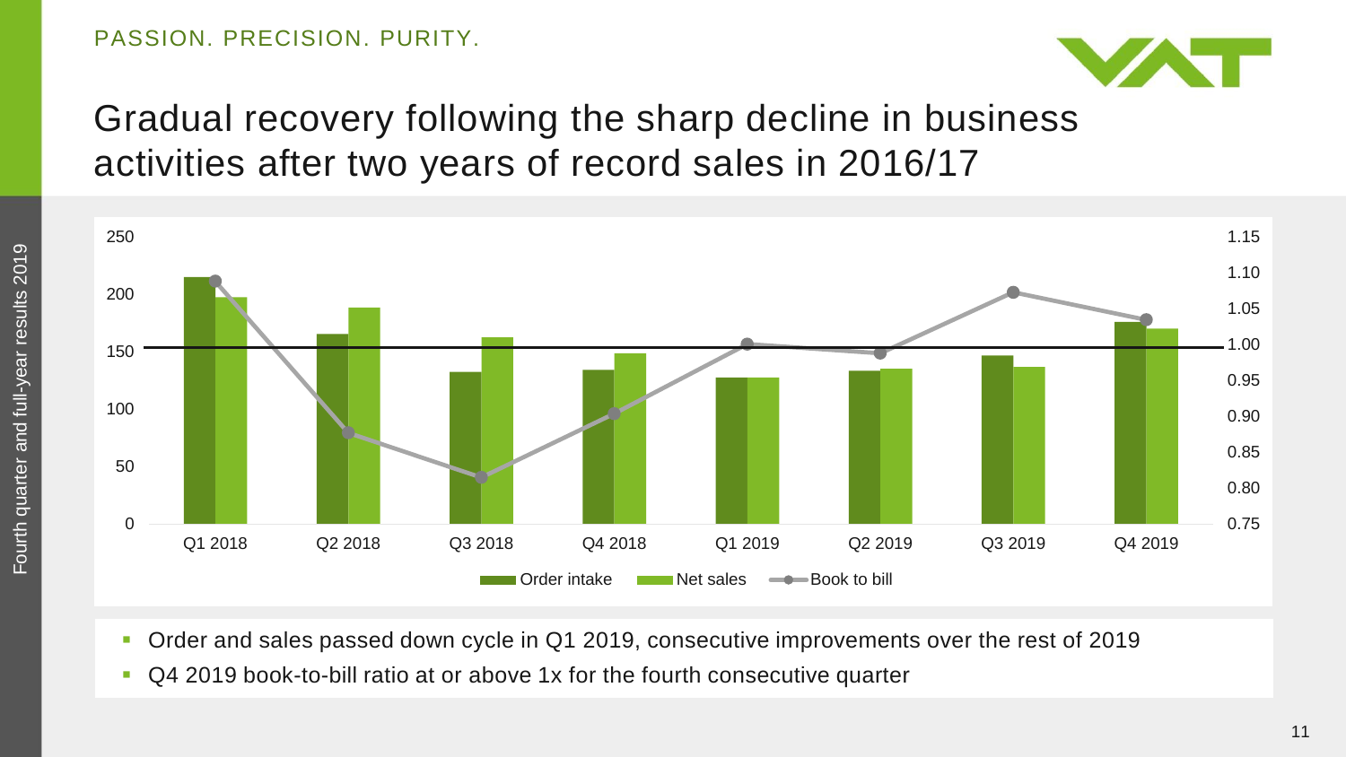PASSION. PRECISION. PURITY.

# Gradual recovery following the sharp decline in business activities after two years of record sales in 2016/17

- Order and sales passed down cycle in Q1 2019, consecutive improvements over the rest of 2019
- Q4 2019 book-to-bill ratio at or above 1x for the fourth consecutive quarter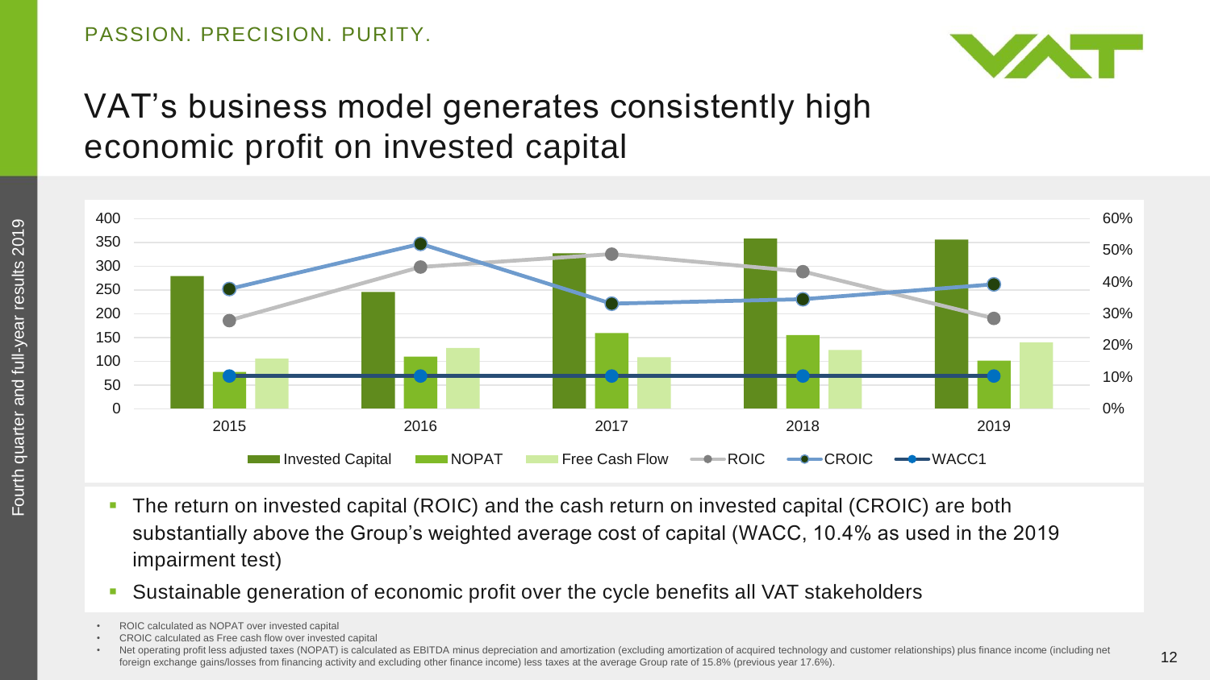PASSION. PRECISION. PURITY.

# VAT's business model generates consistently high economic profit on invested capital

- The return on invested capital (ROIC) and the cash return on invested capital (CROIC) are both substantially above the Group's weighted average cost of capital (WACC, 10.4% as used in the 2019 impairment test)
- Sustainable generation of economic profit over the cycle benefits all VAT stakeholders

- ROIC calculated as NOPAT over invested capital
- CROIC calculated as Free cash flow over invested capital
- Net operating profit less adjusted taxes (NOPAT) is calculated as EBITDA minus depreciation and amortization (excluding amortization of acquired technology and customer relationships) plus finance income (including net foreign exchange gains/losses from financing activity and excluding other finance income) less taxes at the average Group rate of 15.8% (previous year 17.6%).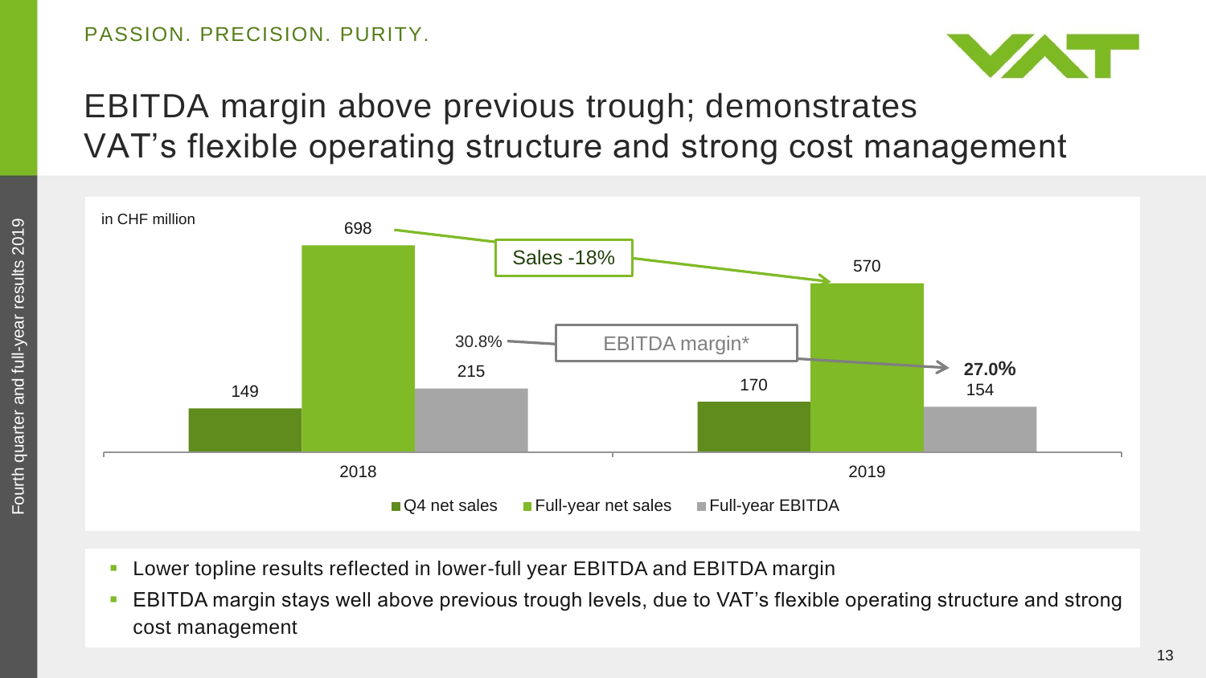PASSION. PRECISION. PURITY.

# EBITDA margin above previous trough; demonstrates VAT's flexible operating structure and strong cost management

in CHF million

| | Q4 net sales | Full-year net sales | Full-year EBITDA | EBITDA margin* |
|---|---|---|---|---|
| 2018 | 149 | 698 | 215 | 30.8% |
| 2019 | 170 | 570 | 154 | 27.0% |

Sales -18%

- Lower topline results reflected in lower-full year EBITDA and EBITDA margin
- EBITDA margin stays well above previous trough levels, due to VAT's flexible operating structure and strong cost management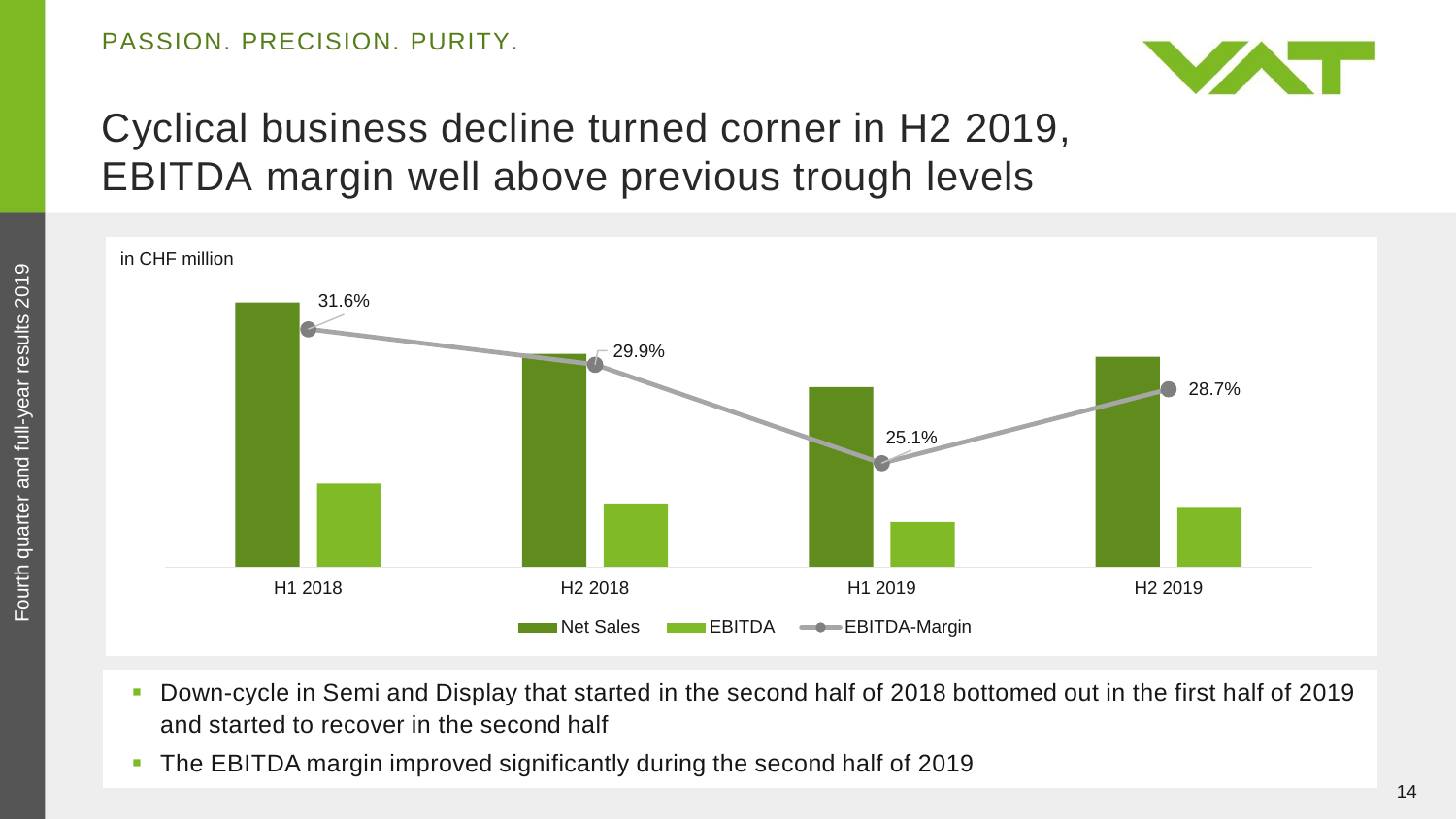# Cyclical business decline turned corner in H2 2019, EBITDA margin well above previous trough levels

in CHF million

| | H1 2018 | H2 2018 | H1 2019 | H2 2019 |
|---|---|---|---|---|
| EBITDA-Margin | 31.6% | 29.9% | 25.1% | 28.7% |

Net Sales | EBITDA | EBITDA-Margin

- Down-cycle in Semi and Display that started in the second half of 2018 bottomed out in the first half of 2019 and started to recover in the second half
- The EBITDA margin improved significantly during the second half of 2019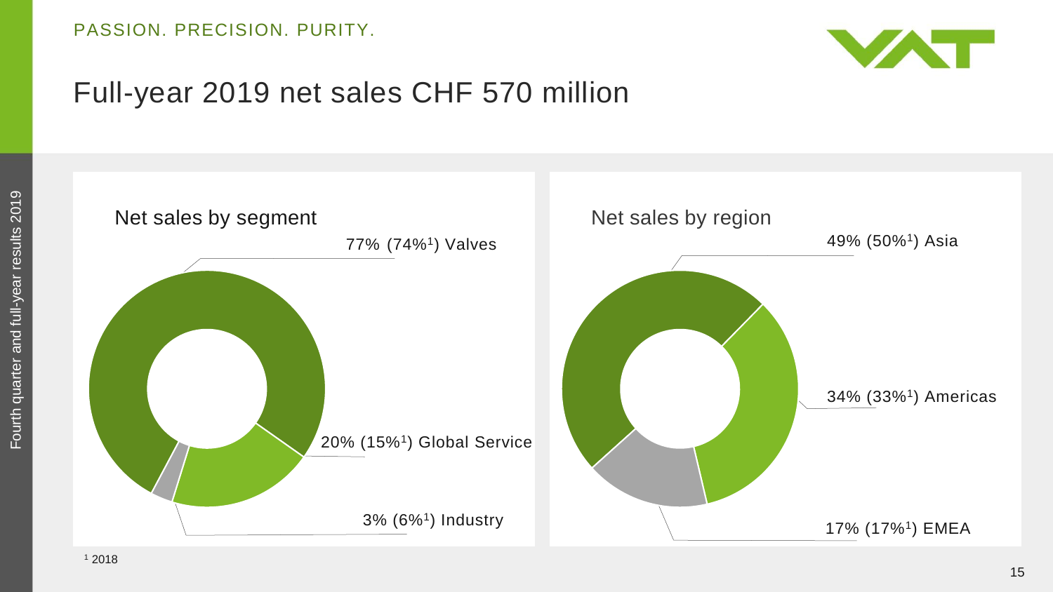# Full-year 2019 net sales CHF 570 million

## Net sales by segment

- 77% (74%[1]) Valves
- 20% (15%[1]) Global Service
- 3% (6%[1]) Industry

## Net sales by region

- 49% (50%[1]) Asia
- 34% (33%[1]) Americas
- 17% (17%[1]) EMEA

[1] 2018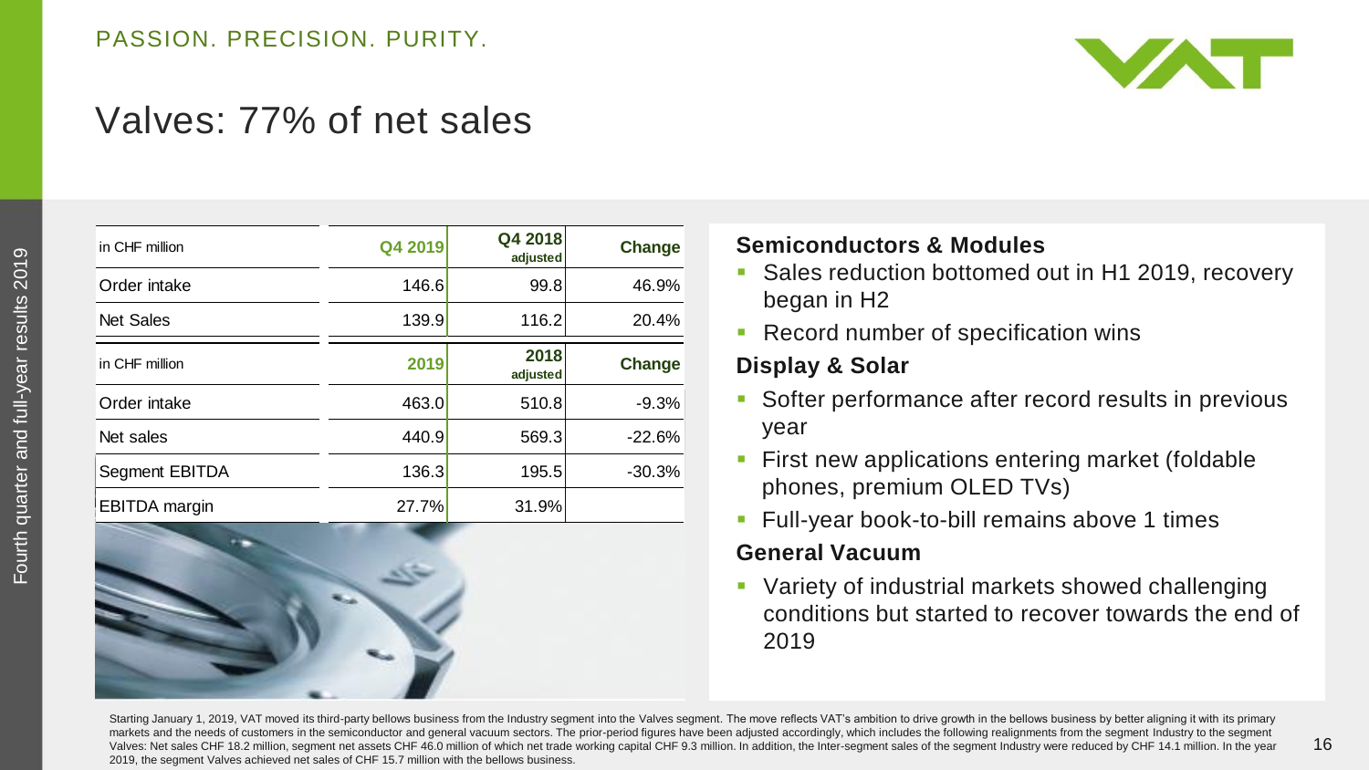# Valves: 77% of net sales

| in CHF million | Q4 2019 | Q4 2018 adjusted | Change |
|---|---|---|---|
| Order intake | 146.6 | 99.8 | 46.9% |
| Net Sales | 139.9 | 116.2 | 20.4% |

| in CHF million | 2019 | 2018 adjusted | Change |
|---|---|---|---|
| Order intake | 463.0 | 510.8 | -9.3% |
| Net sales | 440.9 | 569.3 | -22.6% |
| Segment EBITDA | 136.3 | 195.5 | -30.3% |
| EBITDA margin | 27.7% | 31.9% | |

**Semiconductors & Modules**

- Sales reduction bottomed out in H1 2019, recovery began in H2
- Record number of specification wins

**Display & Solar**

- Softer performance after record results in previous year
- First new applications entering market (foldable phones, premium OLED TVs)
- Full-year book-to-bill remains above 1 times

**General Vacuum**

- Variety of industrial markets showed challenging conditions but started to recover towards the end of 2019

Starting January 1, 2019, VAT moved its third-party bellows business from the Industry segment into the Valves segment. The move reflects VAT's ambition to drive growth in the bellows business by better aligning it with its primary markets and the needs of customers in the semiconductor and general vacuum sectors. The prior-period figures have been adjusted accordingly, which includes the following realignments from the segment Industry to the segment Valves: Net sales CHF 18.2 million, segment net assets CHF 46.0 million of which net trade working capital CHF 9.3 million. In addition, the Inter-segment sales of the segment Industry were reduced by CHF 14.1 million. In the year 2019, the segment Valves achieved net sales of CHF 15.7 million with the bellows business.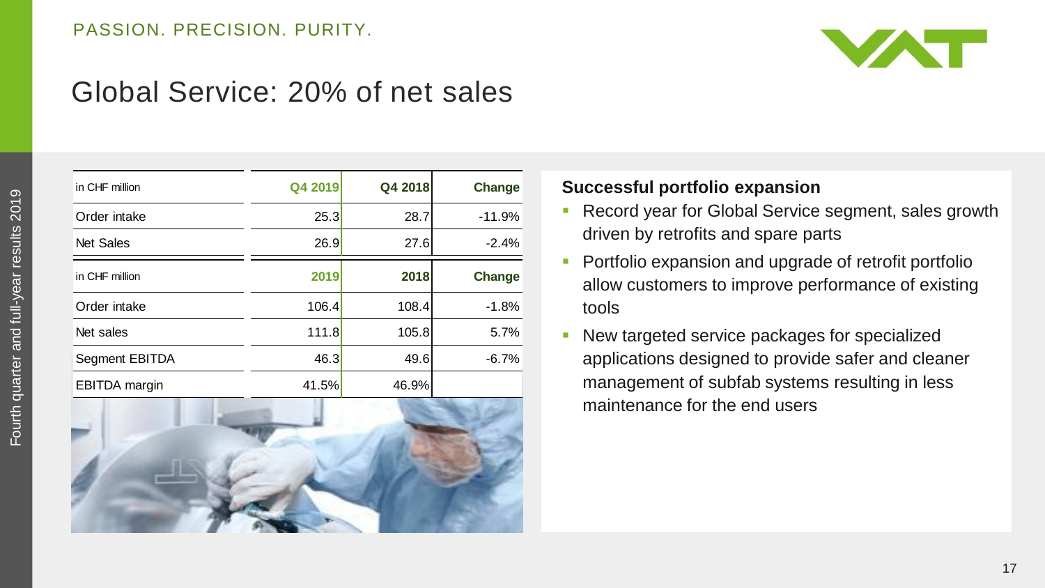# Global Service: 20% of net sales

| in CHF million | Q4 2019 | Q4 2018 | Change |
|---|---|---|---|
| Order intake | 25.3 | 28.7 | -11.9% |
| Net Sales | 26.9 | 27.6 | -2.4% |

| in CHF million | 2019 | 2018 | Change |
|---|---|---|---|
| Order intake | 106.4 | 108.4 | -1.8% |
| Net sales | 111.8 | 105.8 | 5.7% |
| Segment EBITDA | 46.3 | 49.6 | -6.7% |
| EBITDA margin | 41.5% | 46.9% | |

**Successful portfolio expansion**

- Record year for Global Service segment, sales growth driven by retrofits and spare parts
- Portfolio expansion and upgrade of retrofit portfolio allow customers to improve performance of existing tools
- New targeted service packages for specialized applications designed to provide safer and cleaner management of subfab systems resulting in less maintenance for the end users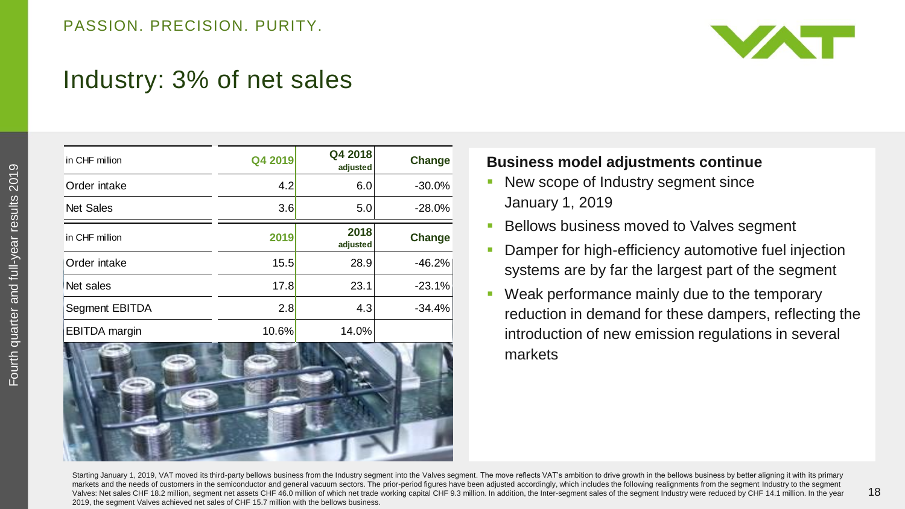# Industry: 3% of net sales

| in CHF million | Q4 2019 | Q4 2018 adjusted | Change |
|---|---|---|---|
| Order intake | 4.2 | 6.0 | -30.0% |
| Net Sales | 3.6 | 5.0 | -28.0% |

| in CHF million | 2019 | 2018 adjusted | Change |
|---|---|---|---|
| Order intake | 15.5 | 28.9 | -46.2% |
| Net sales | 17.8 | 23.1 | -23.1% |
| Segment EBITDA | 2.8 | 4.3 | -34.4% |
| EBITDA margin | 10.6% | 14.0% | |

**Business model adjustments continue**

- New scope of Industry segment since January 1, 2019
- Bellows business moved to Valves segment
- Damper for high-efficiency automotive fuel injection systems are by far the largest part of the segment
- Weak performance mainly due to the temporary reduction in demand for these dampers, reflecting the introduction of new emission regulations in several markets

Starting January 1, 2019, VAT moved its third-party bellows business from the Industry segment into the Valves segment. The move reflects VAT's ambition to drive growth in the bellows business by better aligning it with its primary markets and the needs of customers in the semiconductor and general vacuum sectors. The prior-period figures have been adjusted accordingly, which includes the following realignments from the segment Industry to the segment Valves: Net sales CHF 18.2 million, segment net assets CHF 46.0 million of which net trade working capital CHF 9.3 million. In addition, the Inter-segment sales of the segment Industry were reduced by CHF 14.1 million. In the year 2019, the segment Valves achieved net sales of CHF 15.7 million with the bellows business.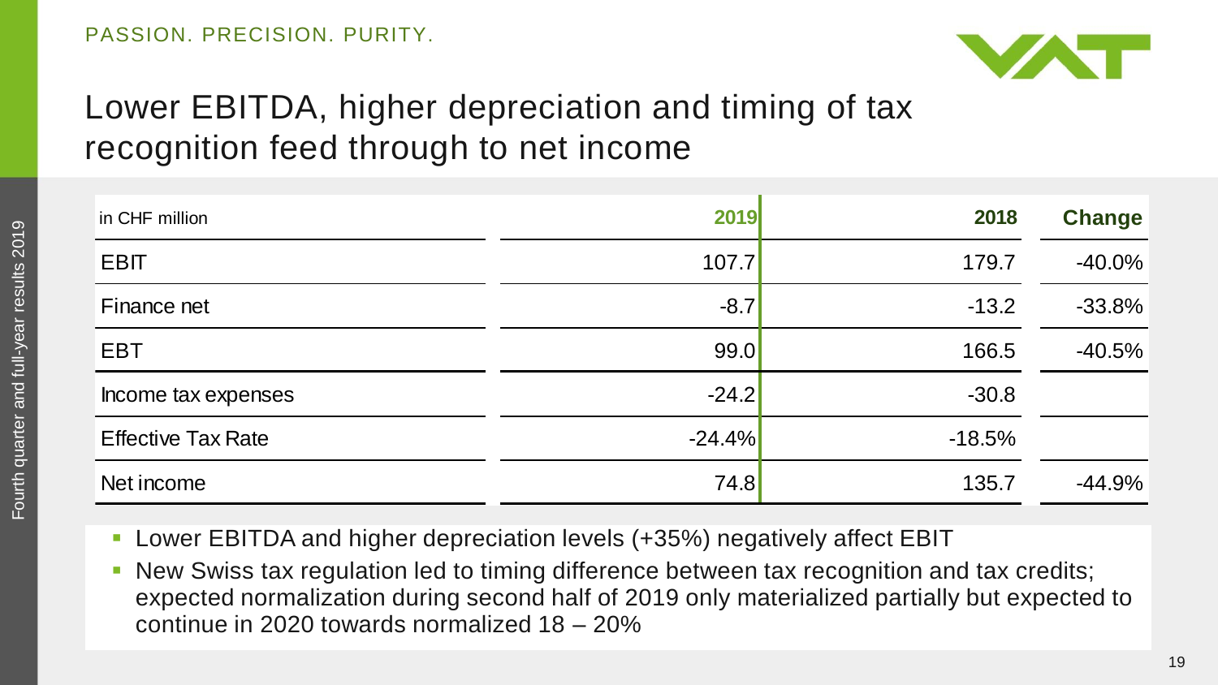# Lower EBITDA, higher depreciation and timing of tax recognition feed through to net income

| in CHF million | 2019 | 2018 | Change |
|---|---|---|---|
| EBIT | 107.7 | 179.7 | -40.0% |
| Finance net | -8.7 | -13.2 | -33.8% |
| EBT | 99.0 | 166.5 | -40.5% |
| Income tax expenses | -24.2 | -30.8 | |
| Effective Tax Rate | -24.4% | -18.5% | |
| Net income | 74.8 | 135.7 | -44.9% |

- Lower EBITDA and higher depreciation levels (+35%) negatively affect EBIT
- New Swiss tax regulation led to timing difference between tax recognition and tax credits; expected normalization during second half of 2019 only materialized partially but expected to continue in 2020 towards normalized 18 – 20%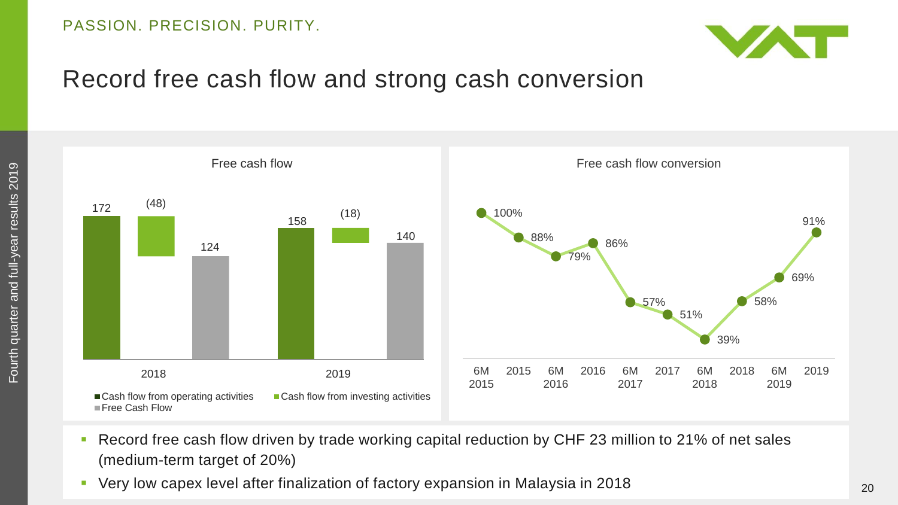# Record free cash flow and strong cash conversion

## Free cash flow

| | Cash flow from operating activities | Cash flow from investing activities | Free Cash Flow |
|---|---|---|---|
| 2018 | 172 | (48) | 124 |
| 2019 | 158 | (18) | 140 |

## Free cash flow conversion

| 6M 2015 | 2015 | 6M 2016 | 2016 | 6M 2017 | 2017 | 6M 2018 | 2018 | 6M 2019 | 2019 |
|---|---|---|---|---|---|---|---|---|---|
| 100% | 88% | 79% | 86% | 57% | 51% | 39% | 58% | 69% | 91% |

- Record free cash flow driven by trade working capital reduction by CHF 23 million to 21% of net sales (medium-term target of 20%)
- Very low capex level after finalization of factory expansion in Malaysia in 2018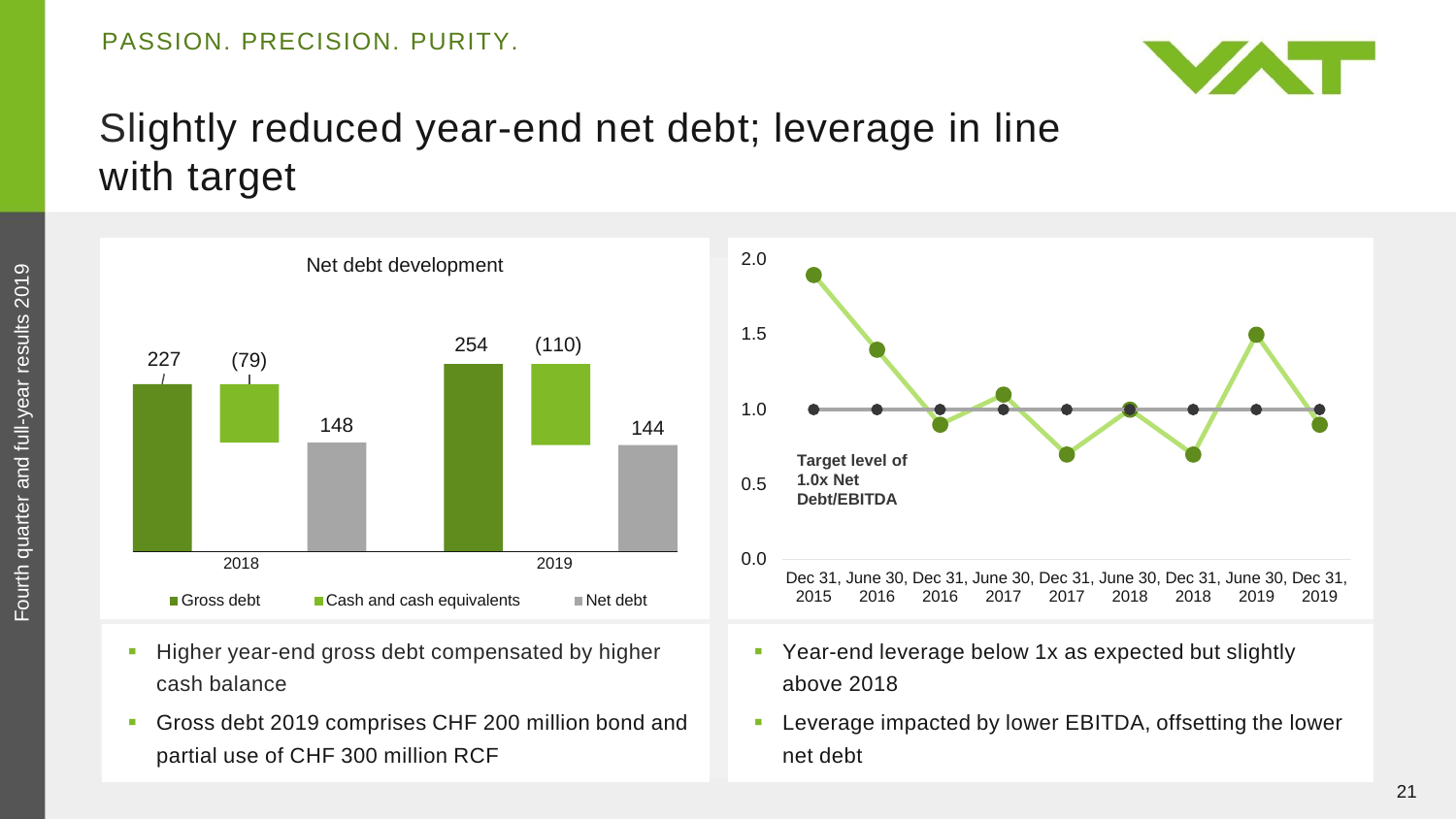PASSION. PRECISION. PURITY.

# Slightly reduced year-end net debt; leverage in line with target

**Net debt development**

| | Gross debt | Cash and cash equivalents | Net debt |
|---|---|---|---|
| 2018 | 227 | (79) | 148 |
| 2019 | 254 | (110) | 144 |

- Higher year-end gross debt compensated by higher cash balance
- Gross debt 2019 comprises CHF 200 million bond and partial use of CHF 300 million RCF

**Target level of 1.0x Net Debt/EBITDA**

| | Dec 31, 2015 | June 30, 2016 | Dec 31, 2016 | June 30, 2017 | Dec 31, 2017 | June 30, 2018 | Dec 31, 2018 | June 30, 2019 | Dec 31, 2019 |
|---|---|---|---|---|---|---|---|---|---|
| Target level | 1.0 | 1.0 | 1.0 | 1.0 | 1.0 | 1.0 | 1.0 | 1.0 | 1.0 |

- Year-end leverage below 1x as expected but slightly above 2018
- Leverage impacted by lower EBITDA, offsetting the lower net debt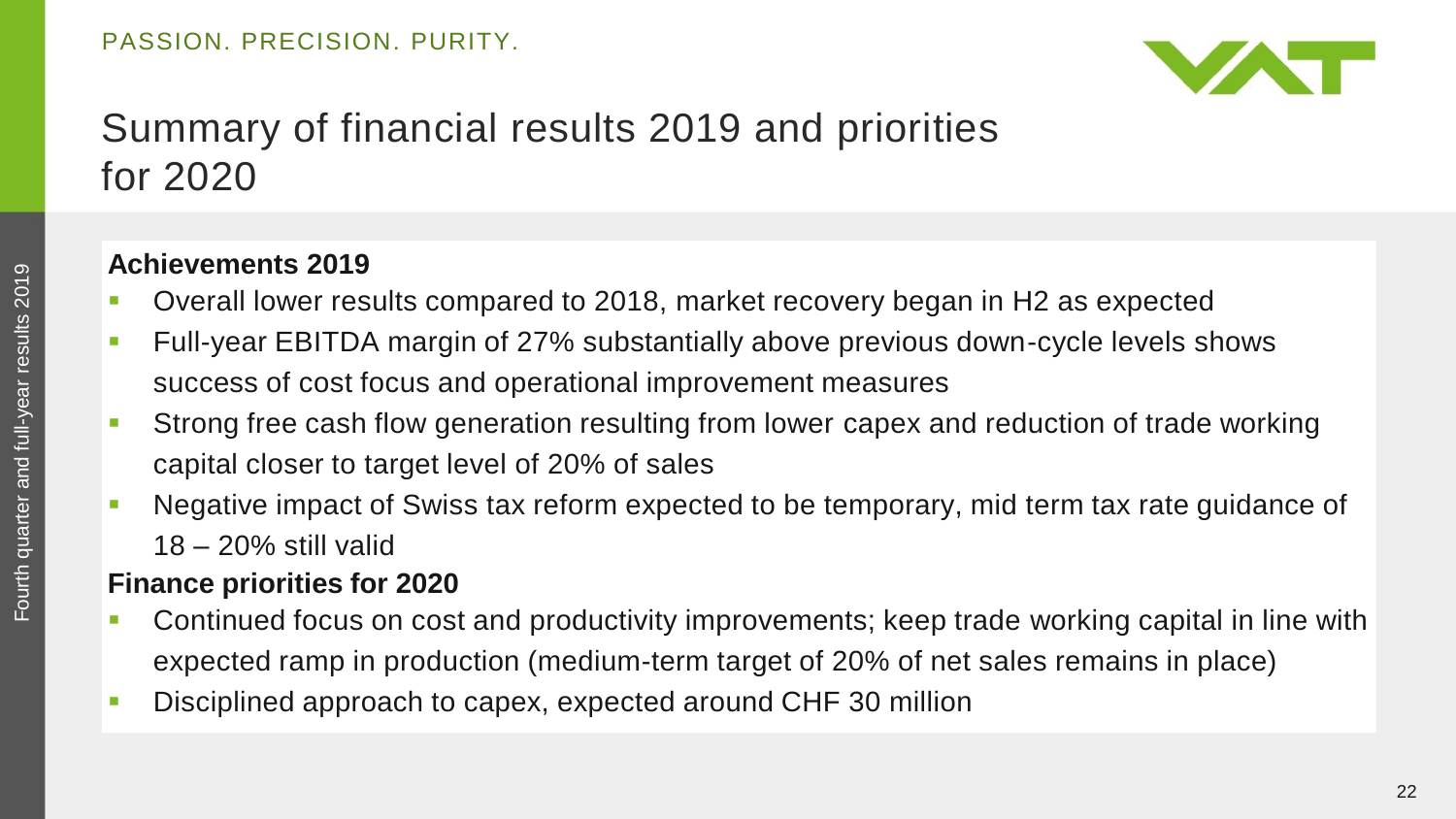# Summary of financial results 2019 and priorities for 2020

**Achievements 2019**

- Overall lower results compared to 2018, market recovery began in H2 as expected
- Full-year EBITDA margin of 27% substantially above previous down-cycle levels shows success of cost focus and operational improvement measures
- Strong free cash flow generation resulting from lower capex and reduction of trade working capital closer to target level of 20% of sales
- Negative impact of Swiss tax reform expected to be temporary, mid term tax rate guidance of 18 – 20% still valid

**Finance priorities for 2020**

- Continued focus on cost and productivity improvements; keep trade working capital in line with expected ramp in production (medium-term target of 20% of net sales remains in place)
- Disciplined approach to capex, expected around CHF 30 million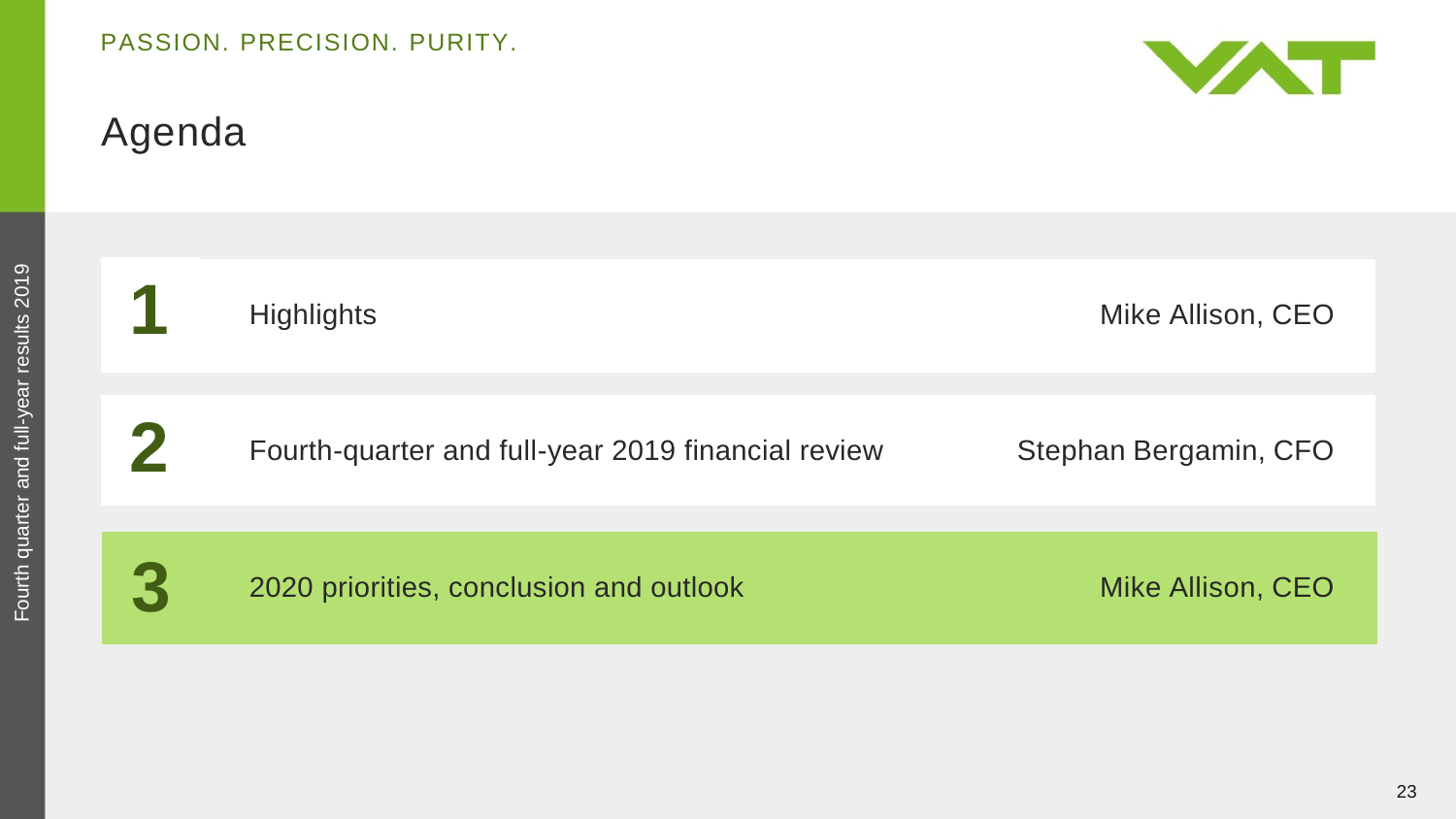PASSION. PRECISION. PURITY.

# Agenda

| | | |
|---|---|---|
| **1** | Highlights | Mike Allison, CEO |
| **2** | Fourth-quarter and full-year 2019 financial review | Stephan Bergamin, CFO |
| **3** | 2020 priorities, conclusion and outlook | Mike Allison, CEO |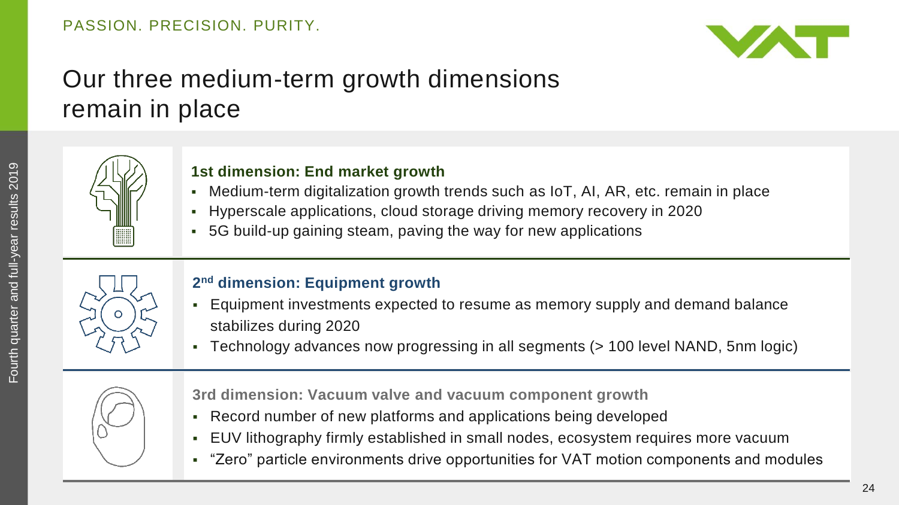PASSION. PRECISION. PURITY.

# Our three medium-term growth dimensions remain in place

### 1st dimension: End market growth

- Medium-term digitalization growth trends such as IoT, AI, AR, etc. remain in place
- Hyperscale applications, cloud storage driving memory recovery in 2020
- 5G build-up gaining steam, paving the way for new applications

### 2nd dimension: Equipment growth

- Equipment investments expected to resume as memory supply and demand balance stabilizes during 2020
- Technology advances now progressing in all segments (> 100 level NAND, 5nm logic)

### 3rd dimension: Vacuum valve and vacuum component growth

- Record number of new platforms and applications being developed
- EUV lithography firmly established in small nodes, ecosystem requires more vacuum
- “Zero” particle environments drive opportunities for VAT motion components and modules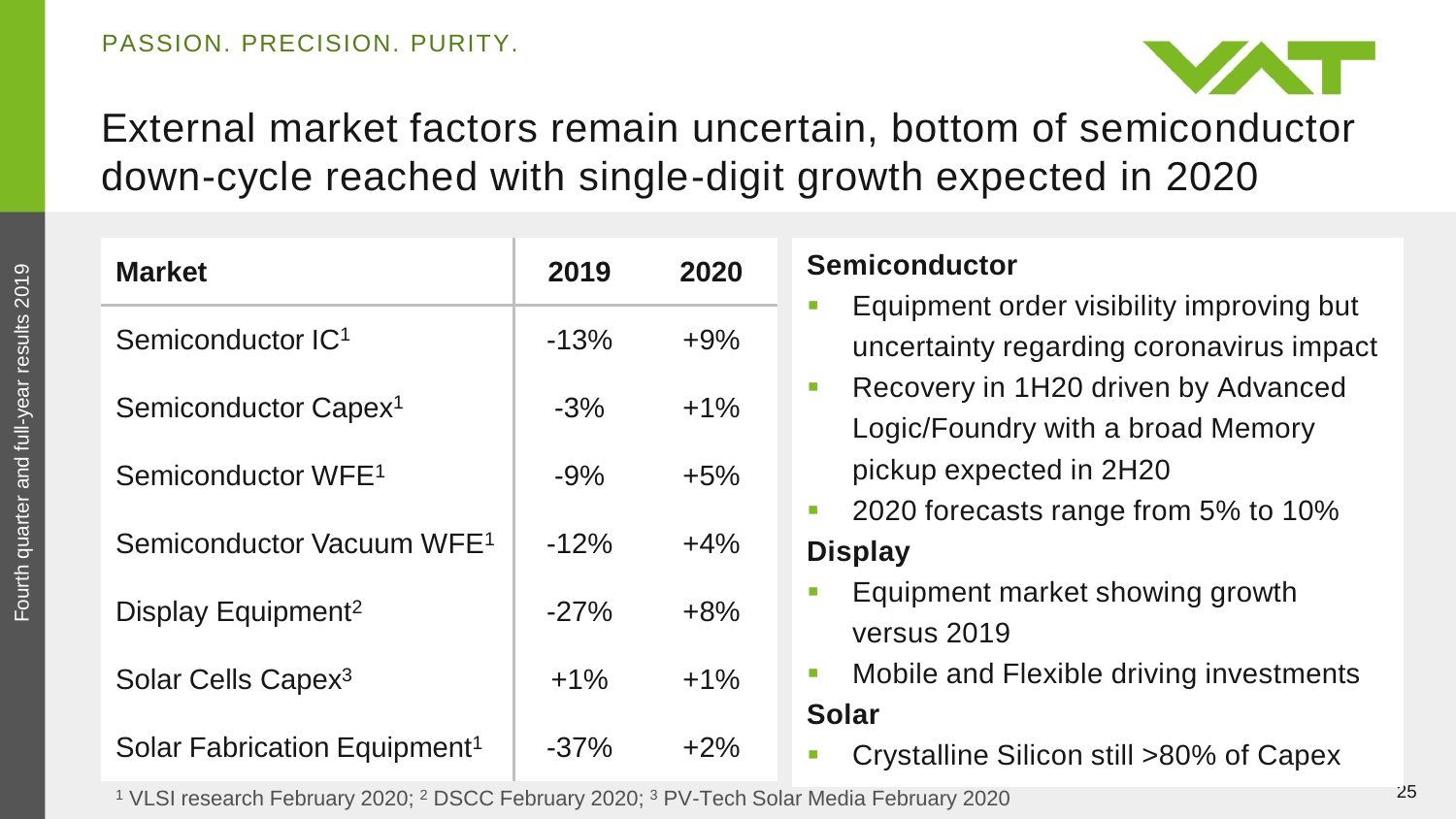# External market factors remain uncertain, bottom of semiconductor down-cycle reached with single-digit growth expected in 2020

| Market | 2019 | 2020 |
| --- | --- | --- |
| Semiconductor IC[1] | -13% | +9% |
| Semiconductor Capex[1] | -3% | +1% |
| Semiconductor WFE[1] | -9% | +5% |
| Semiconductor Vacuum WFE[1] | -12% | +4% |
| Display Equipment[2] | -27% | +8% |
| Solar Cells Capex[3] | +1% | +1% |
| Solar Fabrication Equipment[1] | -37% | +2% |

**Semiconductor**

- Equipment order visibility improving but uncertainty regarding coronavirus impact
- Recovery in 1H20 driven by Advanced Logic/Foundry with a broad Memory pickup expected in 2H20
- 2020 forecasts range from 5% to 10%

**Display**

- Equipment market showing growth versus 2019
- Mobile and Flexible driving investments

**Solar**

- Crystalline Silicon still >80% of Capex

[1] VLSI research February 2020; [2] DSCC February 2020; [3] PV-Tech Solar Media February 2020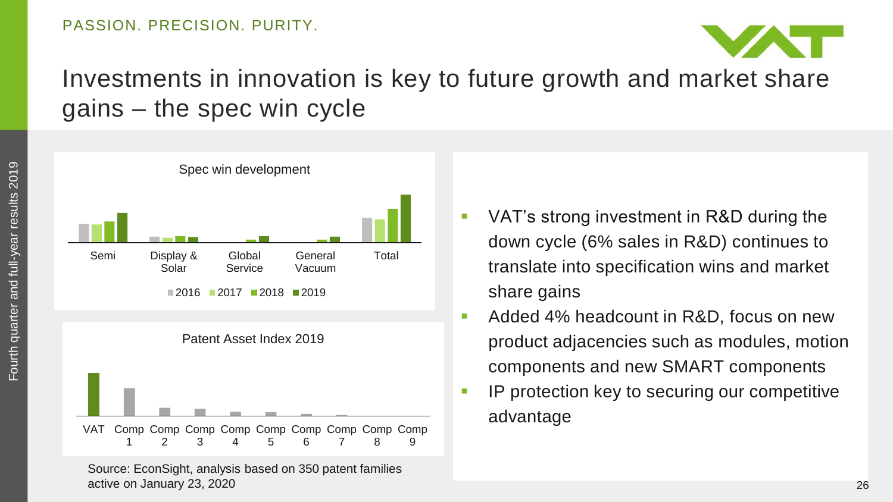# Investments in innovation is key to future growth and market share gains – the spec win cycle

**Spec win development**

Semi | Display & Solar | Global Service | General Vacuum | Total

2016 | 2017 | 2018 | 2019

**Patent Asset Index 2019**

VAT | Comp 1 | Comp 2 | Comp 3 | Comp 4 | Comp 5 | Comp 6 | Comp 7 | Comp 8 | Comp 9

Source: EconSight, analysis based on 350 patent families active on January 23, 2020

- VAT's strong investment in R&D during the down cycle (6% sales in R&D) continues to translate into specification wins and market share gains
- Added 4% headcount in R&D, focus on new product adjacencies such as modules, motion components and new SMART components
- IP protection key to securing our competitive advantage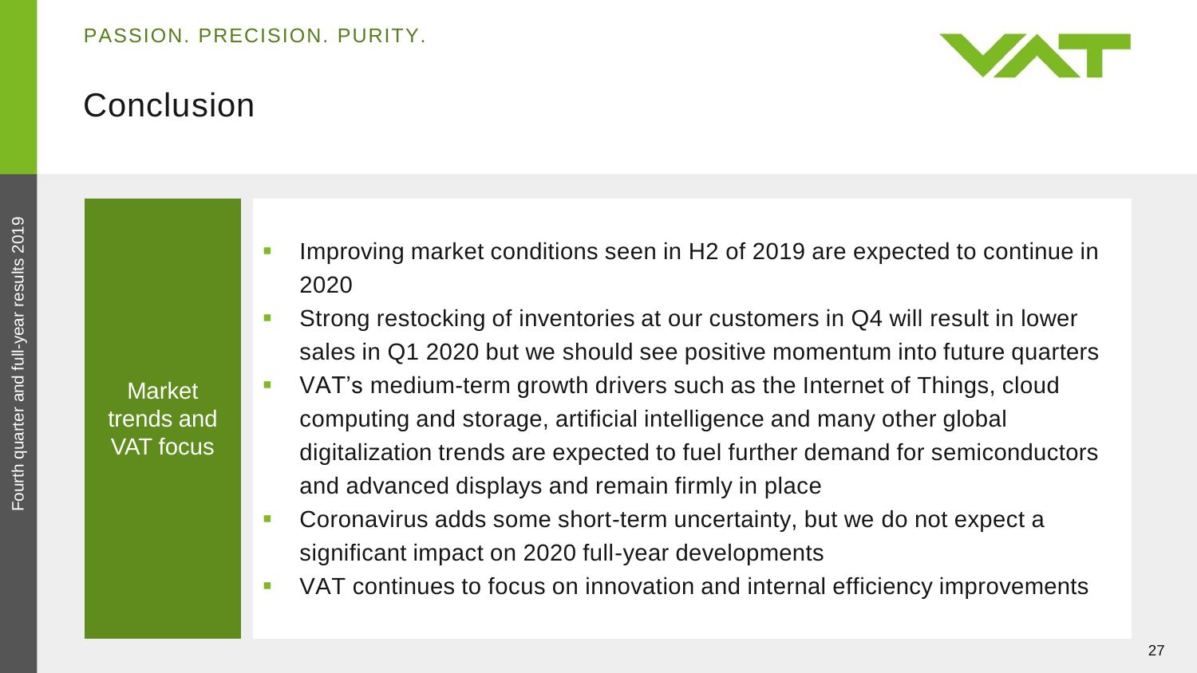# Conclusion

**Market trends and VAT focus**

- Improving market conditions seen in H2 of 2019 are expected to continue in 2020
- Strong restocking of inventories at our customers in Q4 will result in lower sales in Q1 2020 but we should see positive momentum into future quarters
- VAT's medium-term growth drivers such as the Internet of Things, cloud computing and storage, artificial intelligence and many other global digitalization trends are expected to fuel further demand for semiconductors and advanced displays and remain firmly in place
- Coronavirus adds some short-term uncertainty, but we do not expect a significant impact on 2020 full-year developments
- VAT continues to focus on innovation and internal efficiency improvements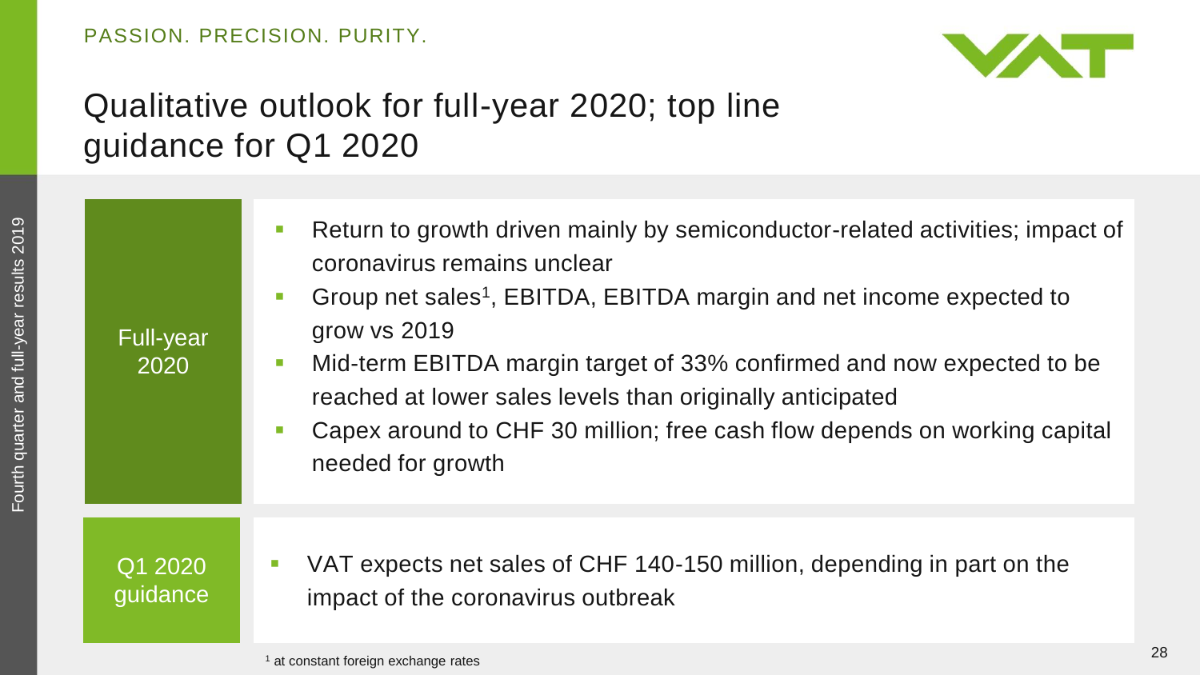# Qualitative outlook for full-year 2020; top line guidance for Q1 2020

**Full-year 2020**

- Return to growth driven mainly by semiconductor-related activities; impact of coronavirus remains unclear
- Group net sales[1], EBITDA, EBITDA margin and net income expected to grow vs 2019
- Mid-term EBITDA margin target of 33% confirmed and now expected to be reached at lower sales levels than originally anticipated
- Capex around to CHF 30 million; free cash flow depends on working capital needed for growth

**Q1 2020 guidance**

- VAT expects net sales of CHF 140-150 million, depending in part on the impact of the coronavirus outbreak

[1] at constant foreign exchange rates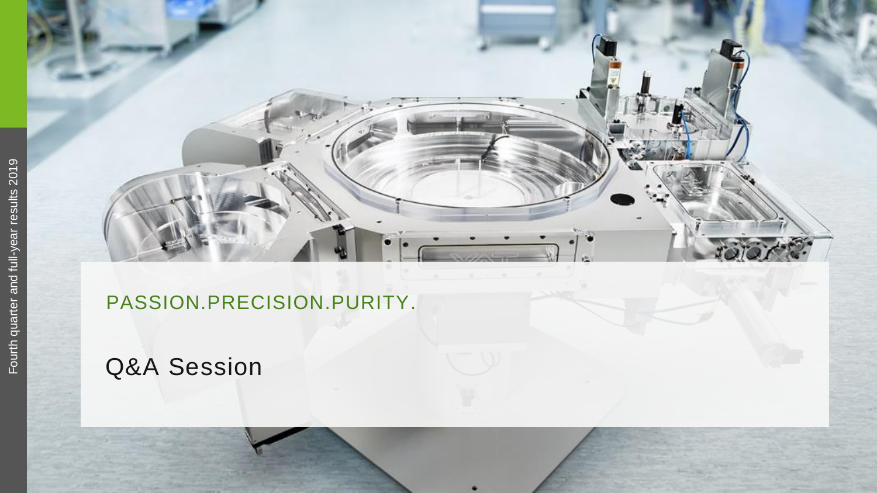PASSION.PRECISION.PURITY.

# Q&A Session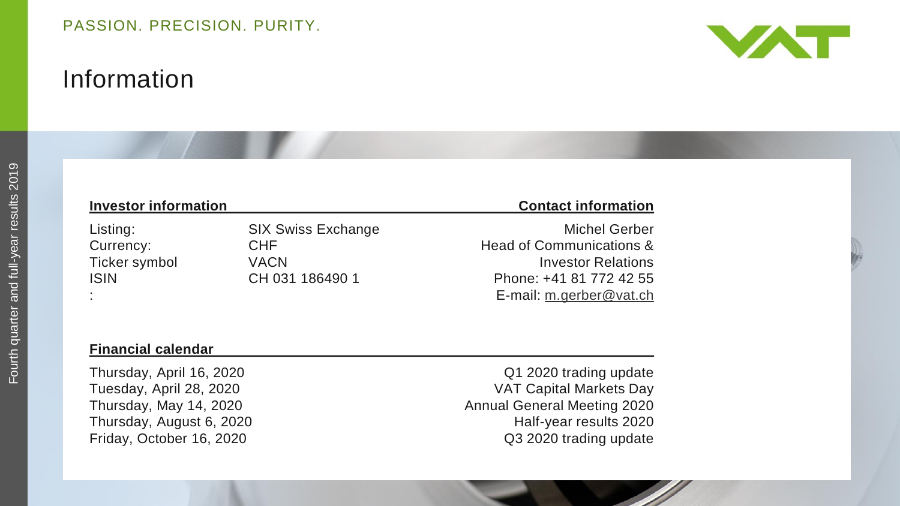PASSION. PRECISION. PURITY.

# Information

| Investor information | | Contact information |
|---|---|---|
| Listing: | SIX Swiss Exchange | Michel Gerber |
| Currency: | CHF | Head of Communications & Investor Relations |
| Ticker symbol | VACN | Phone: +41 81 772 42 55 |
| ISIN | CH 031 186490 1 | E-mail: m.gerber@vat.ch |
| : | | |

**Financial calendar**

| Date | Event |
|---|---|
| Thursday, April 16, 2020 | Q1 2020 trading update |
| Tuesday, April 28, 2020 | VAT Capital Markets Day |
| Thursday, May 14, 2020 | Annual General Meeting 2020 |
| Thursday, August 6, 2020 | Half-year results 2020 |
| Friday, October 16, 2020 | Q3 2020 trading update |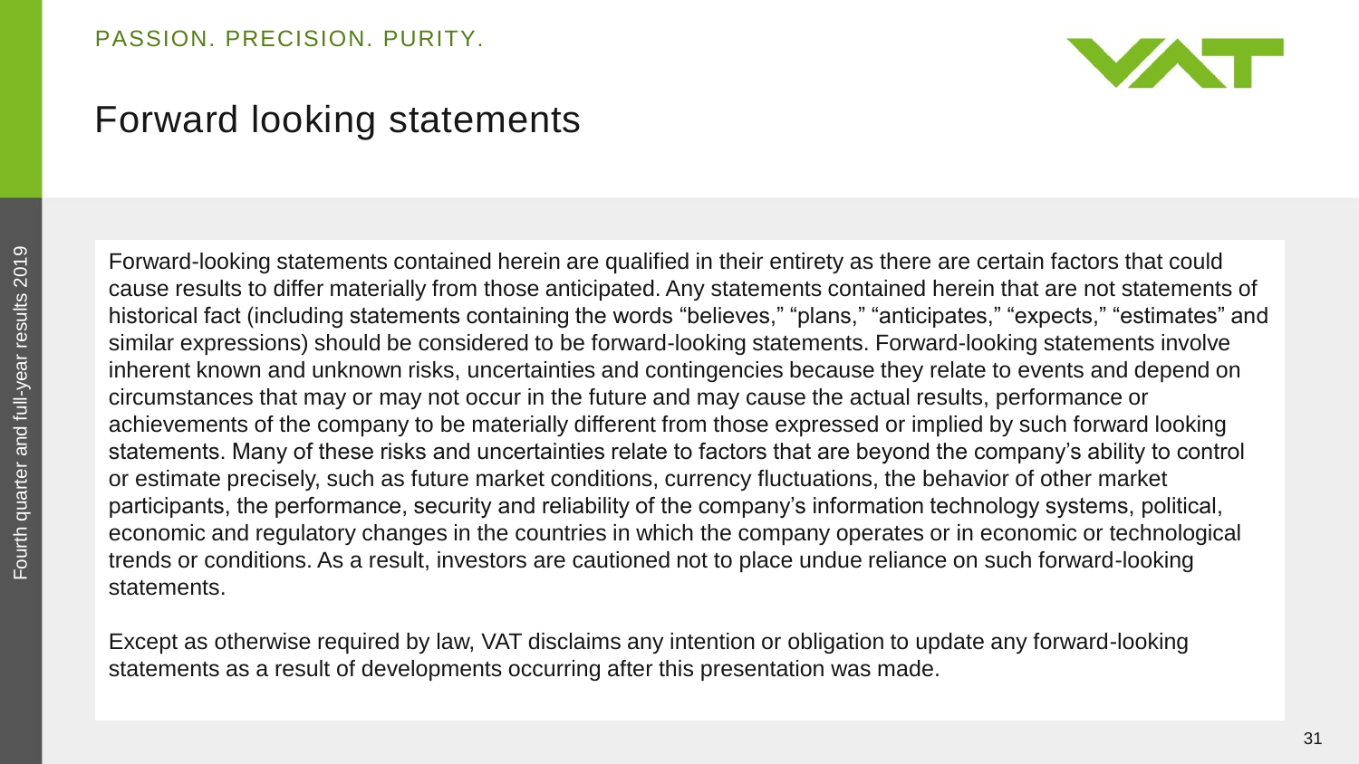# Forward looking statements

Forward-looking statements contained herein are qualified in their entirety as there are certain factors that could cause results to differ materially from those anticipated. Any statements contained herein that are not statements of historical fact (including statements containing the words “believes,” “plans,” “anticipates,” “expects,” “estimates” and similar expressions) should be considered to be forward-looking statements. Forward-looking statements involve inherent known and unknown risks, uncertainties and contingencies because they relate to events and depend on circumstances that may or may not occur in the future and may cause the actual results, performance or achievements of the company to be materially different from those expressed or implied by such forward looking statements. Many of these risks and uncertainties relate to factors that are beyond the company’s ability to control or estimate precisely, such as future market conditions, currency fluctuations, the behavior of other market participants, the performance, security and reliability of the company’s information technology systems, political, economic and regulatory changes in the countries in which the company operates or in economic or technological trends or conditions. As a result, investors are cautioned not to place undue reliance on such forward-looking statements.

Except as otherwise required by law, VAT disclaims any intention or obligation to update any forward-looking statements as a result of developments occurring after this presentation was made.